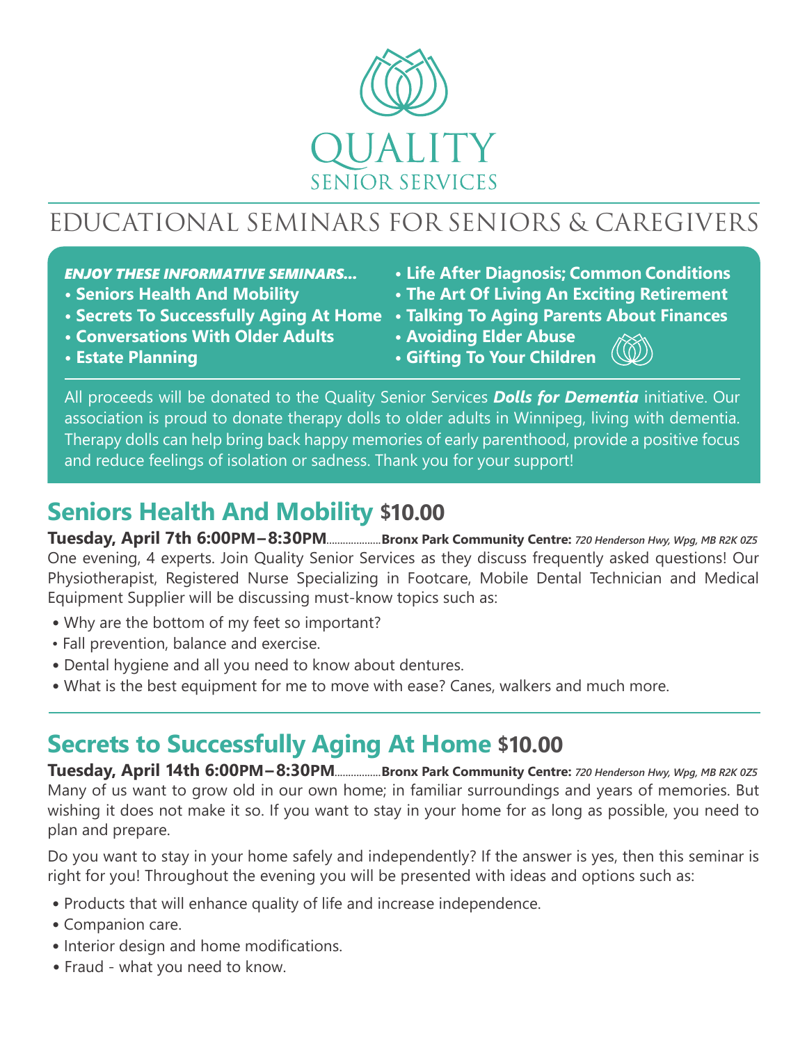# QUALITY
SENIOR SERVICES

## EDUCATIONAL SEMINARS FOR SENIORS & CAREGIVERS

***ENJOY THESE INFORMATIVE SEMINARS...***

- **Seniors Health And Mobility**
- **Secrets To Successfully Aging At Home**
- **Conversations With Older Adults**
- **Estate Planning**
- **Life After Diagnosis; Common Conditions**
- **The Art Of Living An Exciting Retirement**
- **Talking To Aging Parents About Finances**
- **Avoiding Elder Abuse**
- **Gifting To Your Children**

All proceeds will be donated to the Quality Senior Services ***Dolls for Dementia*** initiative. Our association is proud to donate therapy dolls to older adults in Winnipeg, living with dementia. Therapy dolls can help bring back happy memories of early parenthood, provide a positive focus and reduce feelings of isolation or sadness. Thank you for your support!

## Seniors Health And Mobility $10.00

**Tuesday, April 7th 6:00PM – 8:30PM**.................... **Bronx Park Community Centre:** *720 Henderson Hwy, Wpg, MB R2K 0Z5*

One evening, 4 experts. Join Quality Senior Services as they discuss frequently asked questions! Our Physiotherapist, Registered Nurse Specializing in Footcare, Mobile Dental Technician and Medical Equipment Supplier will be discussing must-know topics such as:

- Why are the bottom of my feet so important?
- Fall prevention, balance and exercise.
- Dental hygiene and all you need to know about dentures.
- What is the best equipment for me to move with ease? Canes, walkers and much more.

## Secrets to Successfully Aging At Home $10.00

**Tuesday, April 14th 6:00PM – 8:30PM**................. **Bronx Park Community Centre:** *720 Henderson Hwy, Wpg, MB R2K 0Z5*

Many of us want to grow old in our own home; in familiar surroundings and years of memories. But wishing it does not make it so. If you want to stay in your home for as long as possible, you need to plan and prepare.

Do you want to stay in your home safely and independently? If the answer is yes, then this seminar is right for you! Throughout the evening you will be presented with ideas and options such as:

- Products that will enhance quality of life and increase independence.
- Companion care.
- Interior design and home modifications.
- Fraud - what you need to know.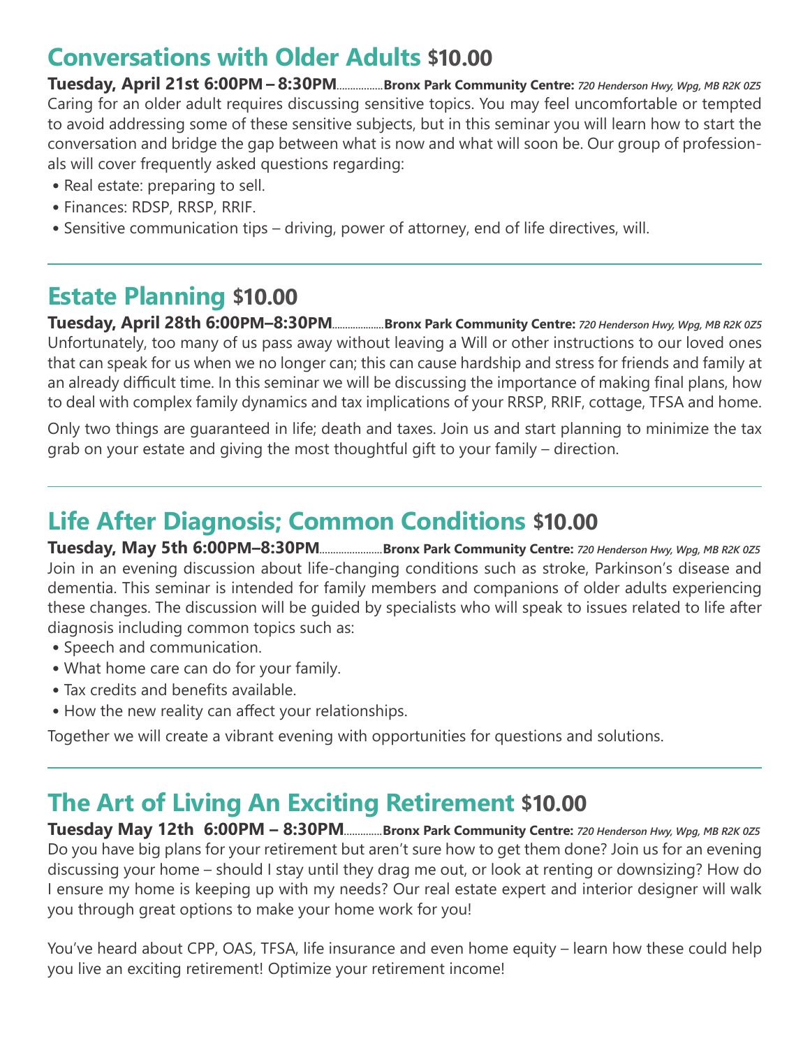## Conversations with Older Adults $10.00

**Tuesday, April 21st 6:00PM – 8:30PM**.................**Bronx Park Community Centre:** *720 Henderson Hwy, Wpg, MB R2K 0Z5*

Caring for an older adult requires discussing sensitive topics. You may feel uncomfortable or tempted to avoid addressing some of these sensitive subjects, but in this seminar you will learn how to start the conversation and bridge the gap between what is now and what will soon be. Our group of professionals will cover frequently asked questions regarding:

- Real estate: preparing to sell.
- Finances: RDSP, RRSP, RRIF.
- Sensitive communication tips – driving, power of attorney, end of life directives, will.

---

## Estate Planning $10.00

**Tuesday, April 28th 6:00PM–8:30PM**...................**Bronx Park Community Centre:** *720 Henderson Hwy, Wpg, MB R2K 0Z5*

Unfortunately, too many of us pass away without leaving a Will or other instructions to our loved ones that can speak for us when we no longer can; this can cause hardship and stress for friends and family at an already difficult time. In this seminar we will be discussing the importance of making final plans, how to deal with complex family dynamics and tax implications of your RRSP, RRIF, cottage, TFSA and home.

Only two things are guaranteed in life; death and taxes. Join us and start planning to minimize the tax grab on your estate and giving the most thoughtful gift to your family – direction.

---

## Life After Diagnosis; Common Conditions $10.00

**Tuesday, May 5th 6:00PM–8:30PM**......................**Bronx Park Community Centre:** *720 Henderson Hwy, Wpg, MB R2K 0Z5*

Join in an evening discussion about life-changing conditions such as stroke, Parkinson's disease and dementia. This seminar is intended for family members and companions of older adults experiencing these changes. The discussion will be guided by specialists who will speak to issues related to life after diagnosis including common topics such as:

- Speech and communication.
- What home care can do for your family.
- Tax credits and benefits available.
- How the new reality can affect your relationships.

Together we will create a vibrant evening with opportunities for questions and solutions.

---

## The Art of Living An Exciting Retirement $10.00

**Tuesday May 12th 6:00PM – 8:30PM**..............**Bronx Park Community Centre:** *720 Henderson Hwy, Wpg, MB R2K 0Z5*

Do you have big plans for your retirement but aren't sure how to get them done? Join us for an evening discussing your home – should I stay until they drag me out, or look at renting or downsizing? How do I ensure my home is keeping up with my needs? Our real estate expert and interior designer will walk you through great options to make your home work for you!

You've heard about CPP, OAS, TFSA, life insurance and even home equity – learn how these could help you live an exciting retirement! Optimize your retirement income!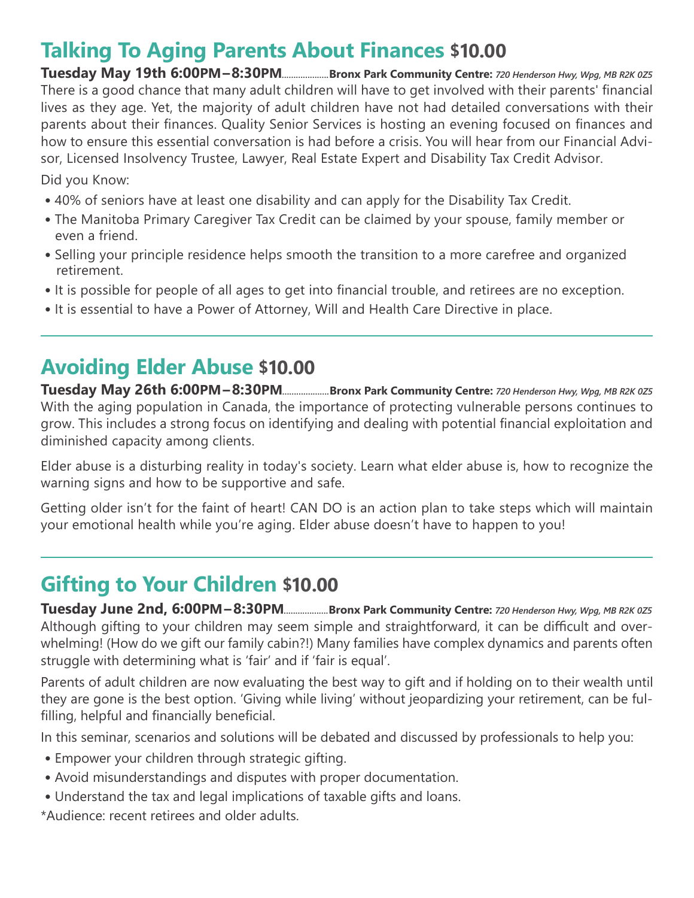## Talking To Aging Parents About Finances $10.00

**Tuesday May 19th 6:00PM – 8:30PM**.................... **Bronx Park Community Centre:** *720 Henderson Hwy, Wpg, MB R2K 0Z5*

There is a good chance that many adult children will have to get involved with their parents' financial lives as they age. Yet, the majority of adult children have not had detailed conversations with their parents about their finances. Quality Senior Services is hosting an evening focused on finances and how to ensure this essential conversation is had before a crisis. You will hear from our Financial Advisor, Licensed Insolvency Trustee, Lawyer, Real Estate Expert and Disability Tax Credit Advisor.

Did you Know:

- 40% of seniors have at least one disability and can apply for the Disability Tax Credit.
- The Manitoba Primary Caregiver Tax Credit can be claimed by your spouse, family member or even a friend.
- Selling your principle residence helps smooth the transition to a more carefree and organized retirement.
- It is possible for people of all ages to get into financial trouble, and retirees are no exception.
- It is essential to have a Power of Attorney, Will and Health Care Directive in place.

---

## Avoiding Elder Abuse $10.00

**Tuesday May 26th 6:00PM – 8:30PM**.................... **Bronx Park Community Centre:** *720 Henderson Hwy, Wpg, MB R2K 0Z5*

With the aging population in Canada, the importance of protecting vulnerable persons continues to grow. This includes a strong focus on identifying and dealing with potential financial exploitation and diminished capacity among clients.

Elder abuse is a disturbing reality in today's society. Learn what elder abuse is, how to recognize the warning signs and how to be supportive and safe.

Getting older isn't for the faint of heart! CAN DO is an action plan to take steps which will maintain your emotional health while you're aging. Elder abuse doesn't have to happen to you!

---

## Gifting to Your Children $10.00

**Tuesday June 2nd, 6:00PM – 8:30PM**.................... **Bronx Park Community Centre:** *720 Henderson Hwy, Wpg, MB R2K 0Z5*

Although gifting to your children may seem simple and straightforward, it can be difficult and overwhelming! (How do we gift our family cabin?!) Many families have complex dynamics and parents often struggle with determining what is 'fair' and if 'fair is equal'.

Parents of adult children are now evaluating the best way to gift and if holding on to their wealth until they are gone is the best option. 'Giving while living' without jeopardizing your retirement, can be fulfilling, helpful and financially beneficial.

In this seminar, scenarios and solutions will be debated and discussed by professionals to help you:

- Empower your children through strategic gifting.
- Avoid misunderstandings and disputes with proper documentation.
- Understand the tax and legal implications of taxable gifts and loans.

*Audience: recent retirees and older adults.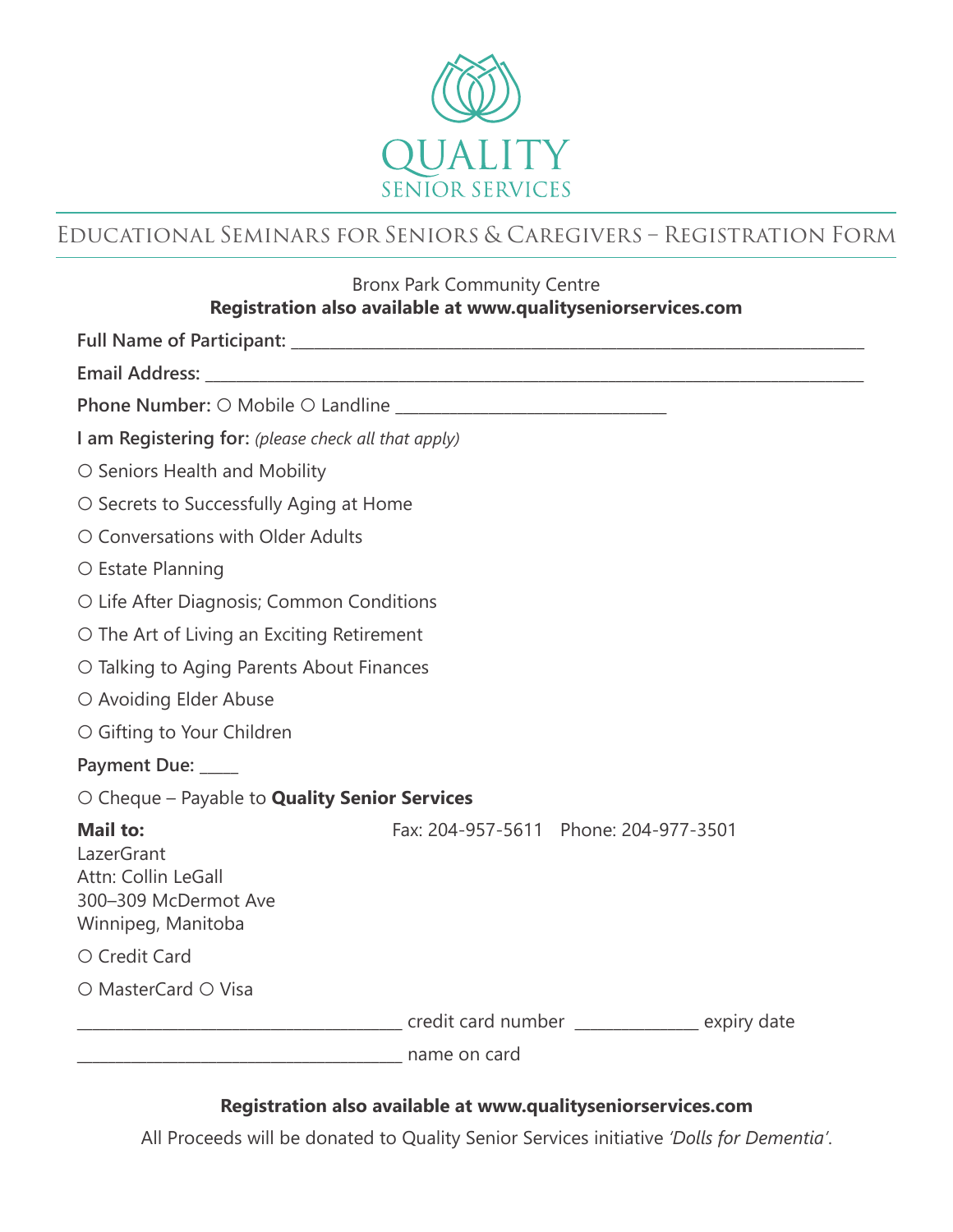QUALITY
SENIOR SERVICES

# Educational Seminars for Seniors & Caregivers – Registration Form

Bronx Park Community Centre

**Registration also available at www.qualityseniorservices.com**

**Full Name of Participant:** ___________________________________________

**Email Address:** ___________________________________________

**Phone Number:** ○ Mobile ○ Landline ______________________________

**I am Registering for:** *(please check all that apply)*

○ Seniors Health and Mobility

○ Secrets to Successfully Aging at Home

○ Conversations with Older Adults

○ Estate Planning

○ Life After Diagnosis; Common Conditions

○ The Art of Living an Exciting Retirement

○ Talking to Aging Parents About Finances

○ Avoiding Elder Abuse

○ Gifting to Your Children

**Payment Due:** _____

○ Cheque – Payable to **Quality Senior Services**

**Mail to:**
LazerGrant
Attn: Collin LeGall
300–309 McDermot Ave
Winnipeg, Manitoba

Fax: 204-957-5611 Phone: 204-977-3501

○ Credit Card

○ MasterCard ○ Visa

____________________________________ credit card number ______________ expiry date

____________________________________ name on card

**Registration also available at www.qualityseniorservices.com**

All Proceeds will be donated to Quality Senior Services initiative *'Dolls for Dementia'*.